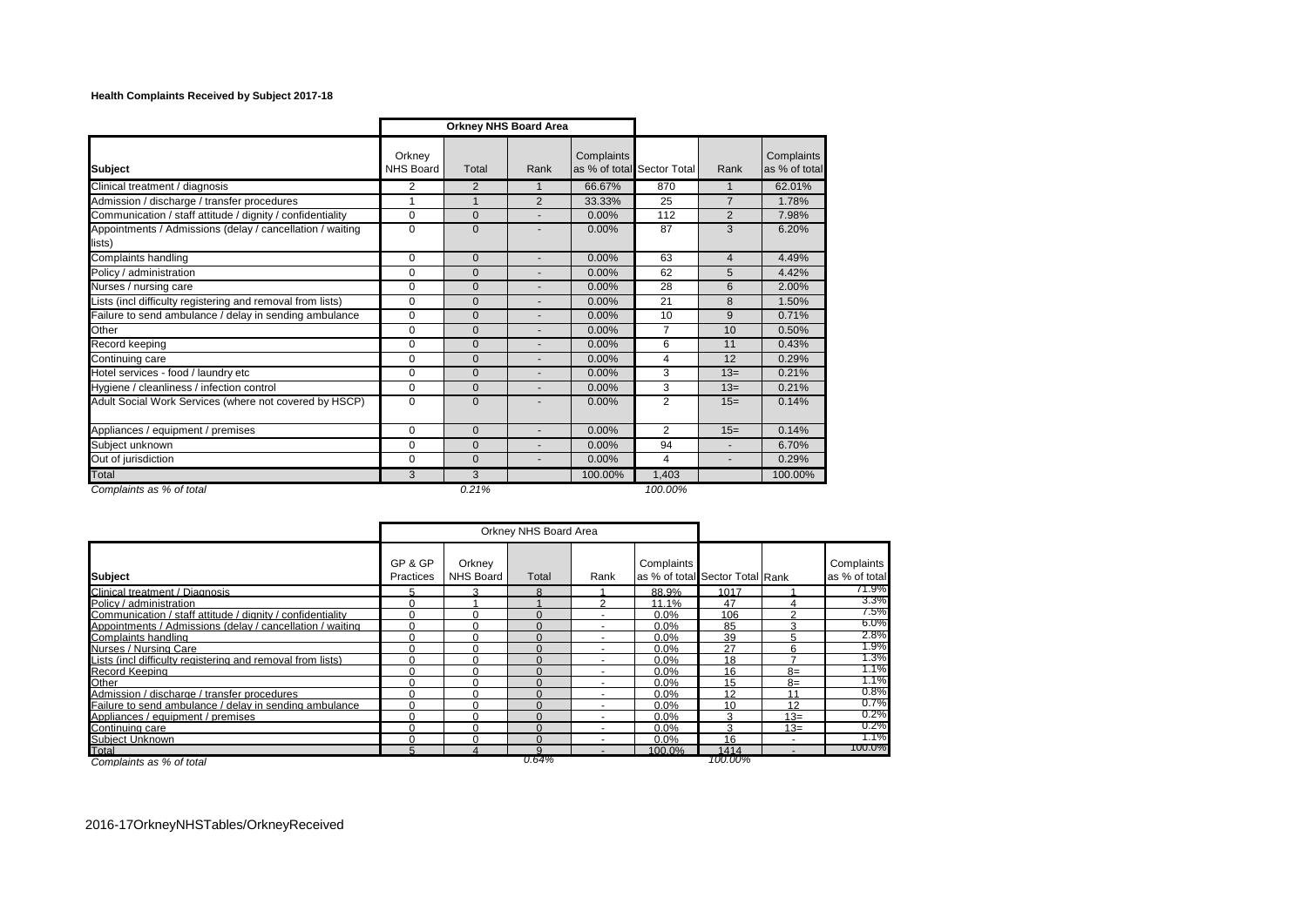**Health Complaints Received by Subject 2017-18**

| Subject | Orkney NHS Board Area | | | | | | |
|---|---|---|---|---|---|---|---|
| | Orkney NHS Board | Total | Rank | Complaints as % of total | Sector Total | Rank | Complaints as % of total |
| Clinical treatment / diagnosis | 2 | 2 | 1 | 66.67% | 870 | 1 | 62.01% |
| Admission / discharge / transfer procedures | 1 | 1 | 2 | 33.33% | 25 | 7 | 1.78% |
| Communication / staff attitude / dignity / confidentiality | 0 | 0 | - | 0.00% | 112 | 2 | 7.98% |
| Appointments / Admissions (delay / cancellation / waiting lists) | 0 | 0 | - | 0.00% | 87 | 3 | 6.20% |
| Complaints handling | 0 | 0 | - | 0.00% | 63 | 4 | 4.49% |
| Policy / administration | 0 | 0 | - | 0.00% | 62 | 5 | 4.42% |
| Nurses / nursing care | 0 | 0 | - | 0.00% | 28 | 6 | 2.00% |
| Lists (incl difficulty registering and removal from lists) | 0 | 0 | - | 0.00% | 21 | 8 | 1.50% |
| Failure to send ambulance / delay in sending ambulance | 0 | 0 | - | 0.00% | 10 | 9 | 0.71% |
| Other | 0 | 0 | - | 0.00% | 7 | 10 | 0.50% |
| Record keeping | 0 | 0 | - | 0.00% | 6 | 11 | 0.43% |
| Continuing care | 0 | 0 | - | 0.00% | 4 | 12 | 0.29% |
| Hotel services - food / laundry etc | 0 | 0 | - | 0.00% | 3 | 13= | 0.21% |
| Hygiene / cleanliness / infection control | 0 | 0 | - | 0.00% | 3 | 13= | 0.21% |
| Adult Social Work Services (where not covered by HSCP) | 0 | 0 | - | 0.00% | 2 | 15= | 0.14% |
| Appliances / equipment / premises | 0 | 0 | - | 0.00% | 2 | 15= | 0.14% |
| Subject unknown | 0 | 0 | - | 0.00% | 94 | - | 6.70% |
| Out of jurisdiction | 0 | 0 | - | 0.00% | 4 | - | 0.29% |
| Total | 3 | 3 | | 100.00% | 1,403 | | 100.00% |
| *Complaints as % of total* | | *0.21%* | | | *100.00%* | | |

| Subject | Orkney NHS Board Area | | | | | | | |
|---|---|---|---|---|---|---|---|---|
| | GP & GP Practices | Orkney NHS Board | Total | Rank | Complaints as % of total | Sector Total | Rank | Complaints as % of total |
| Clinical treatment / Diagnosis | 5 | 3 | 8 | 1 | 88.9% | 1017 | 1 | 71.9% |
| Policy / administration | 0 | 1 | 1 | 2 | 11.1% | 47 | 4 | 3.3% |
| Communication / staff attitude / dignity / confidentiality | 0 | 0 | 0 | - | 0.0% | 106 | 2 | 7.5% |
| Appointments / Admissions (delay / cancellation / waiting | 0 | 0 | 0 | - | 0.0% | 85 | 3 | 6.0% |
| Complaints handling | 0 | 0 | 0 | - | 0.0% | 39 | 5 | 2.8% |
| Nurses / Nursing Care | 0 | 0 | 0 | - | 0.0% | 27 | 6 | 1.9% |
| Lists (incl difficulty registering and removal from lists) | 0 | 0 | 0 | - | 0.0% | 18 | 7 | 1.3% |
| Record Keeping | 0 | 0 | 0 | - | 0.0% | 16 | 8= | 1.1% |
| Other | 0 | 0 | 0 | - | 0.0% | 15 | 8= | 1.1% |
| Admission / discharge / transfer procedures | 0 | 0 | 0 | - | 0.0% | 12 | 11 | 0.8% |
| Failure to send ambulance / delay in sending ambulance | 0 | 0 | 0 | - | 0.0% | 10 | 12 | 0.7% |
| Appliances / equipment / premises | 0 | 0 | 0 | - | 0.0% | 3 | 13= | 0.2% |
| Continuing care | 0 | 0 | 0 | - | 0.0% | 3 | 13= | 0.2% |
| Subject Unknown | 0 | 0 | 0 | - | 0.0% | 16 | - | 1.1% |
| Total | 5 | 4 | 9 | - | 100.0% | 1414 | - | 100.0% |
| *Complaints as % of total* | | | *0.64%* | | | *100.00%* | | |

2016-17OrkneyNHSTables/OrkneyReceived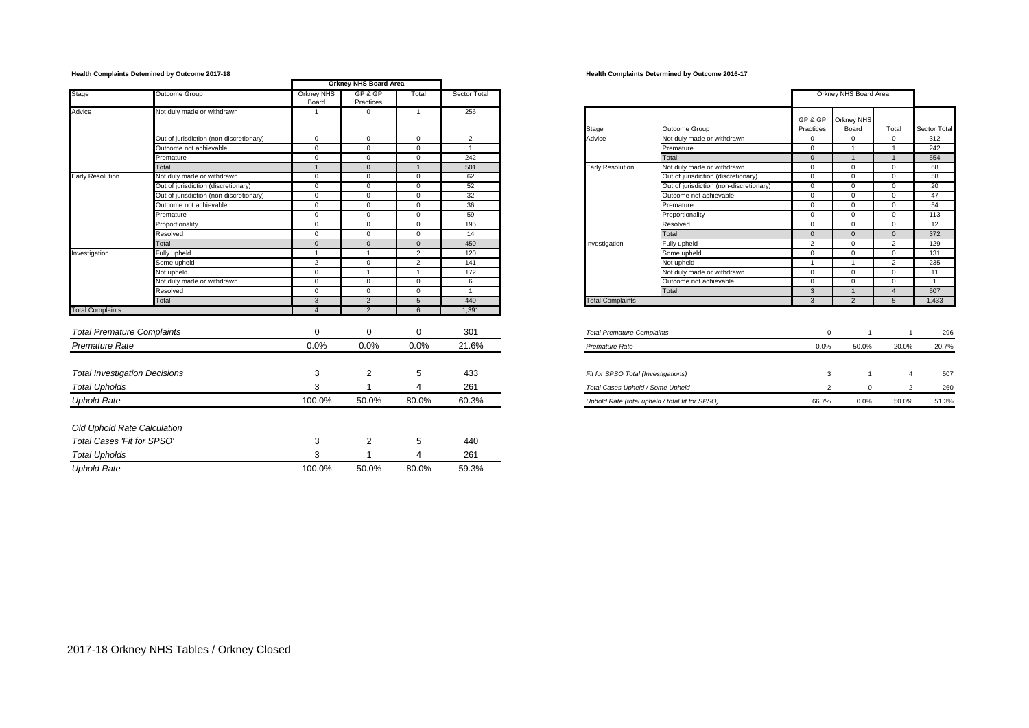**Health Complaints Detemined by Outcome 2017-18**

| Stage | Outcome Group | Orkney NHS Board Area | | | Sector Total |
|---|---|---|---|---|---|
| | | Orkney NHS Board | GP & GP Practices | Total | |
| Advice | Not duly made or withdrawn | 1 | 0 | 1 | 256 |
| | Out of jurisdiction (non-discretionary) | 0 | 0 | 0 | 2 |
| | Outcome not achievable | 0 | 0 | 0 | 1 |
| | Premature | 0 | 0 | 0 | 242 |
| | Total | 1 | 0 | 1 | 501 |
| Early Resolution | Not duly made or withdrawn | 0 | 0 | 0 | 62 |
| | Out of jurisdiction (discretionary) | 0 | 0 | 0 | 52 |
| | Out of jurisdiction (non-discretionary) | 0 | 0 | 0 | 32 |
| | Outcome not achievable | 0 | 0 | 0 | 36 |
| | Premature | 0 | 0 | 0 | 59 |
| | Proportionality | 0 | 0 | 0 | 195 |
| | Resolved | 0 | 0 | 0 | 14 |
| | Total | 0 | 0 | 0 | 450 |
| Investigation | Fully upheld | 1 | 1 | 2 | 120 |
| | Some upheld | 2 | 0 | 2 | 141 |
| | Not upheld | 0 | 1 | 1 | 172 |
| | Not duly made or withdrawn | 0 | 0 | 0 | 6 |
| | Resolved | 0 | 0 | 0 | 1 |
| | Total | 3 | 2 | 5 | 440 |
| Total Complaints | | 4 | 2 | 6 | 1,391 |

| | Orkney NHS Board | GP & GP Practices | Total | Sector Total |
|---|---|---|---|---|
| *Total Premature Complaints* | 0 | 0 | 0 | 301 |
| *Premature Rate* | 0.0% | 0.0% | 0.0% | 21.6% |
| *Total Investigation Decisions* | 3 | 2 | 5 | 433 |
| *Total Upholds* | 3 | 1 | 4 | 261 |
| *Uphold Rate* | 100.0% | 50.0% | 80.0% | 60.3% |

*Old Uphold Rate Calculation*

| | Orkney NHS Board | GP & GP Practices | Total | Sector Total |
|---|---|---|---|---|
| *Total Cases 'Fit for SPSO'* | 3 | 2 | 5 | 440 |
| *Total Upholds* | 3 | 1 | 4 | 261 |
| *Uphold Rate* | 100.0% | 50.0% | 80.0% | 59.3% |

**Health Complaints Determined by Outcome 2016-17**

| Stage | Outcome Group | Orkney NHS Board Area | | | Sector Total |
|---|---|---|---|---|---|
| | | GP & GP Practices | Orkney NHS Board | Total | |
| Advice | Not duly made or withdrawn | 0 | 0 | 0 | 312 |
| | Premature | 0 | 1 | 1 | 242 |
| | Total | 0 | 1 | 1 | 554 |
| Early Resolution | Not duly made or withdrawn | 0 | 0 | 0 | 68 |
| | Out of jurisdiction (discretionary) | 0 | 0 | 0 | 58 |
| | Out of jurisdiction (non-discretionary) | 0 | 0 | 0 | 20 |
| | Outcome not achievable | 0 | 0 | 0 | 47 |
| | Premature | 0 | 0 | 0 | 54 |
| | Proportionality | 0 | 0 | 0 | 113 |
| | Resolved | 0 | 0 | 0 | 12 |
| | Total | 0 | 0 | 0 | 372 |
| Investigation | Fully upheld | 2 | 0 | 2 | 129 |
| | Some upheld | 0 | 0 | 0 | 131 |
| | Not upheld | 1 | 1 | 2 | 235 |
| | Not duly made or withdrawn | 0 | 0 | 0 | 11 |
| | Outcome not achievable | 0 | 0 | 0 | 1 |
| | Total | 3 | 1 | 4 | 507 |
| Total Complaints | | 3 | 2 | 5 | 1,433 |

| | GP & GP Practices | Orkney NHS Board | Total | Sector Total |
|---|---|---|---|---|
| *Total Premature Complaints* | 0 | 1 | 1 | 296 |
| *Premature Rate* | 0.0% | 50.0% | 20.0% | 20.7% |
| *Fit for SPSO Total (Investigations)* | 3 | 1 | 4 | 507 |
| *Total Cases Upheld / Some Upheld* | 2 | 0 | 2 | 260 |
| *Uphold Rate (total upheld / total fit for SPSO)* | 66.7% | 0.0% | 50.0% | 51.3% |

2017-18 Orkney NHS Tables / Orkney Closed